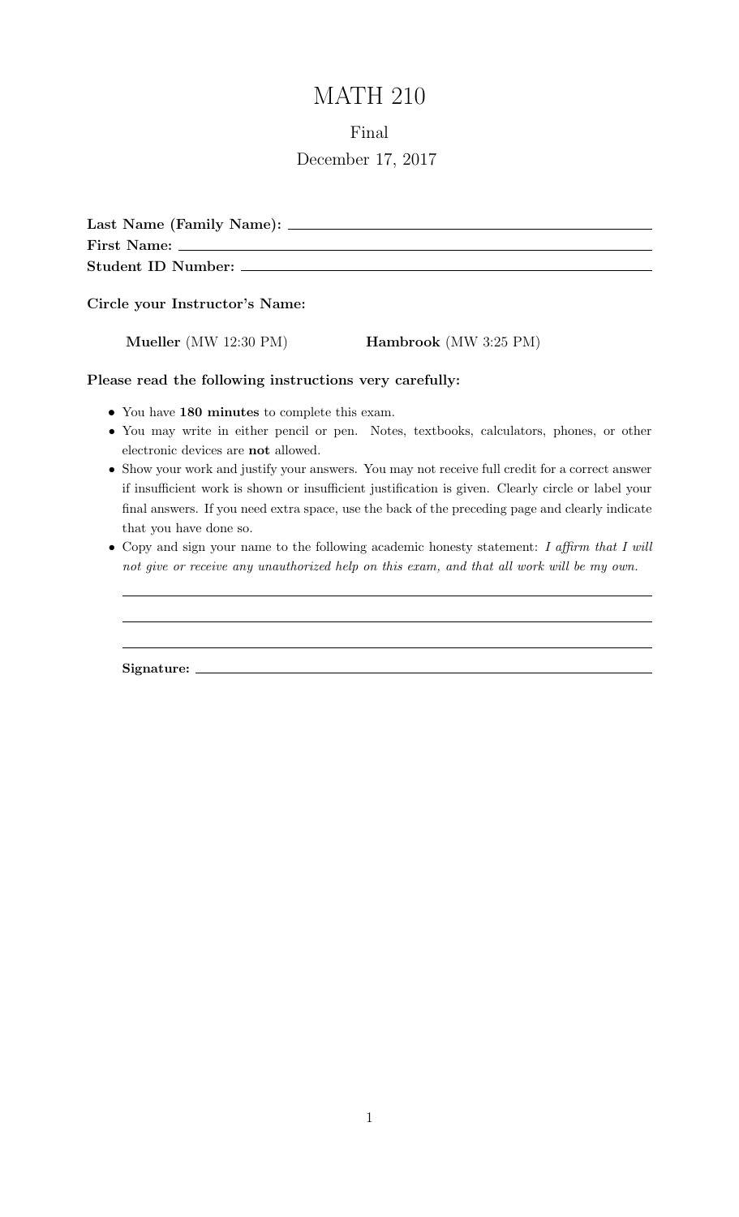# MATH 210

## Final

December 17, 2017

**Last Name (Family Name):** ______________________________

**First Name:** ______________________________

**Student ID Number:** ______________________________

**Circle your Instructor's Name:**

**Mueller** (MW 12:30 PM) **Hambrook** (MW 3:25 PM)

**Please read the following instructions very carefully:**

- You have **180 minutes** to complete this exam.
- You may write in either pencil or pen. Notes, textbooks, calculators, phones, or other electronic devices are **not** allowed.
- Show your work and justify your answers. You may not receive full credit for a correct answer if insufficient work is shown or insufficient justification is given. Clearly circle or label your final answers. If you need extra space, use the back of the preceding page and clearly indicate that you have done so.
- Copy and sign your name to the following academic honesty statement: *I affirm that I will not give or receive any unauthorized help on this exam, and that all work will be my own.*

______________________________

______________________________

______________________________

**Signature:** ______________________________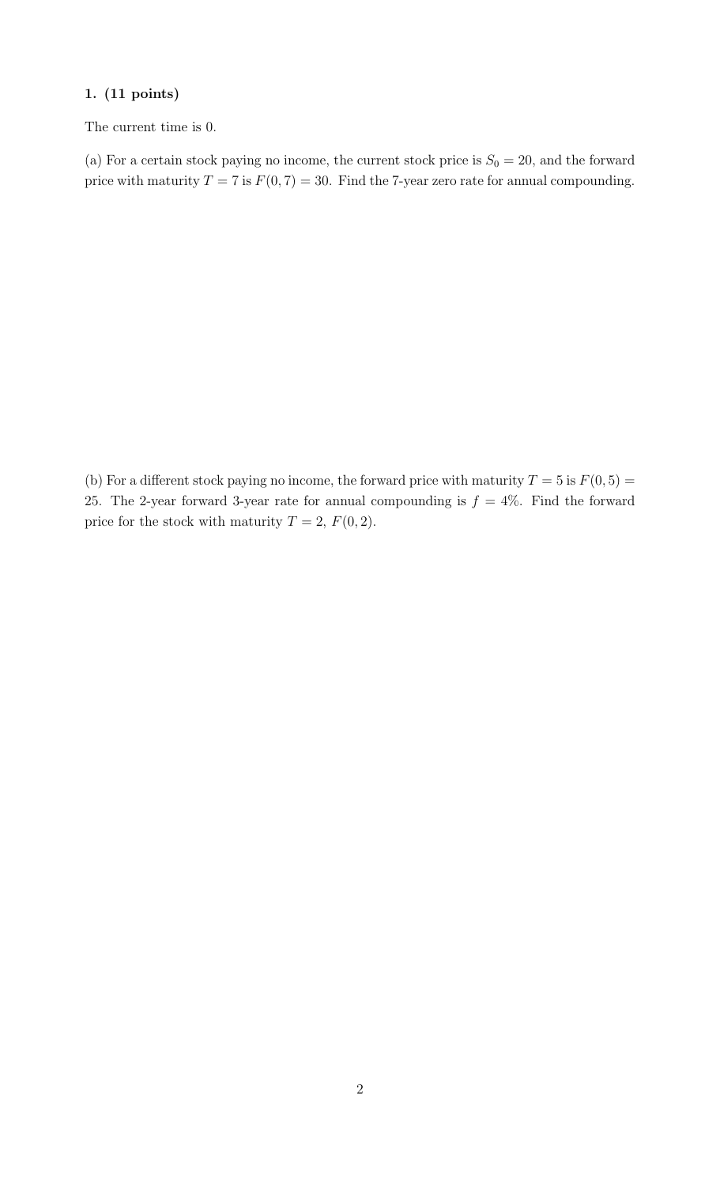**1. (11 points)**

The current time is 0.

(a) For a certain stock paying no income, the current stock price is $S_0 = 20$, and the forward price with maturity $T = 7$ is $F(0, 7) = 30$. Find the 7-year zero rate for annual compounding.

(b) For a different stock paying no income, the forward price with maturity $T = 5$ is $F(0, 5) = 25$. The 2-year forward 3-year rate for annual compounding is $f = 4\%$. Find the forward price for the stock with maturity $T = 2$, $F(0, 2)$.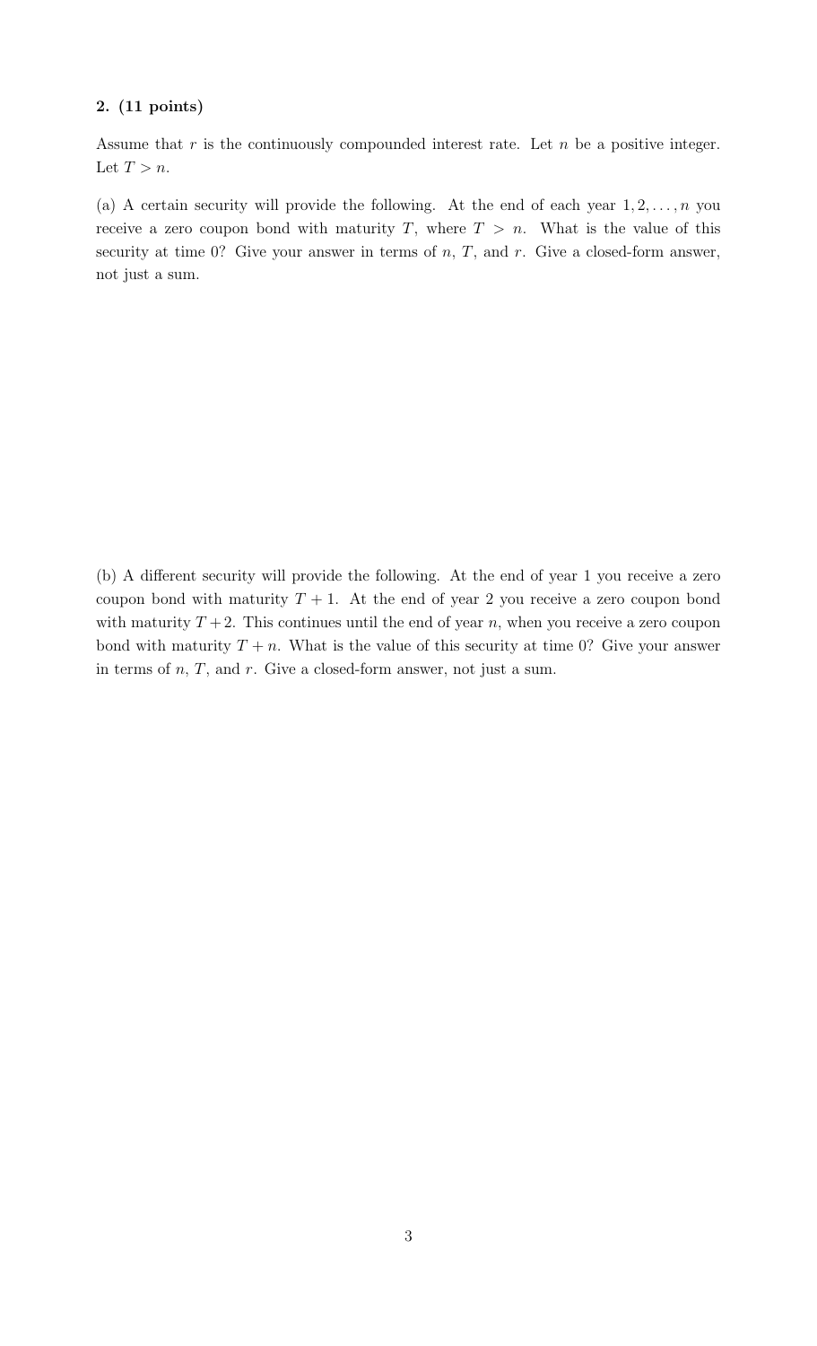**2. (11 points)**

Assume that $r$ is the continuously compounded interest rate. Let $n$ be a positive integer. Let $T > n$.

(a) A certain security will provide the following. At the end of each year $1, 2, \ldots, n$ you receive a zero coupon bond with maturity $T$, where $T > n$. What is the value of this security at time 0? Give your answer in terms of $n$, $T$, and $r$. Give a closed-form answer, not just a sum.

(b) A different security will provide the following. At the end of year 1 you receive a zero coupon bond with maturity $T + 1$. At the end of year 2 you receive a zero coupon bond with maturity $T + 2$. This continues until the end of year $n$, when you receive a zero coupon bond with maturity $T + n$. What is the value of this security at time 0? Give your answer in terms of $n$, $T$, and $r$. Give a closed-form answer, not just a sum.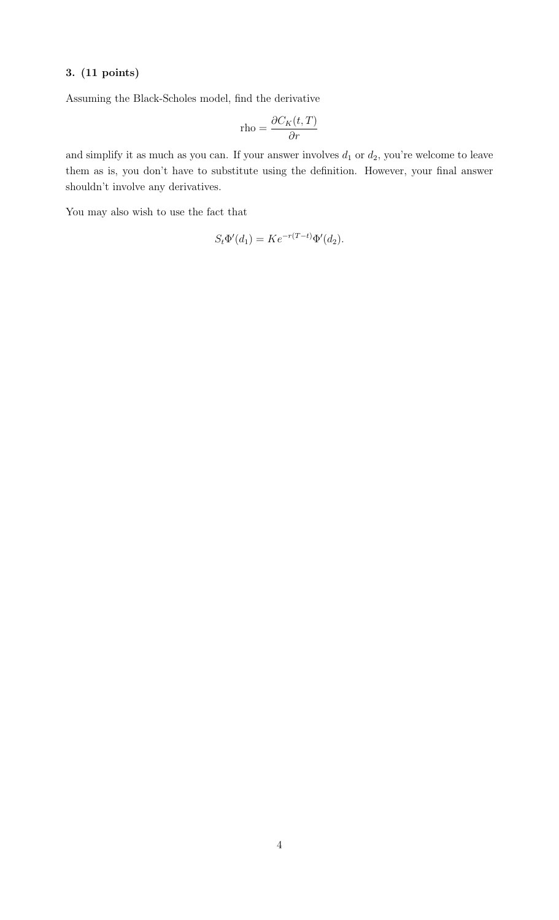**3. (11 points)**

Assuming the Black-Scholes model, find the derivative

$$\text{rho} = \frac{\partial C_K(t,T)}{\partial r}$$

and simplify it as much as you can. If your answer involves $d_1$ or $d_2$, you're welcome to leave them as is, you don't have to substitute using the definition. However, your final answer shouldn't involve any derivatives.

You may also wish to use the fact that

$$S_t \Phi'(d_1) = K e^{-r(T-t)} \Phi'(d_2).$$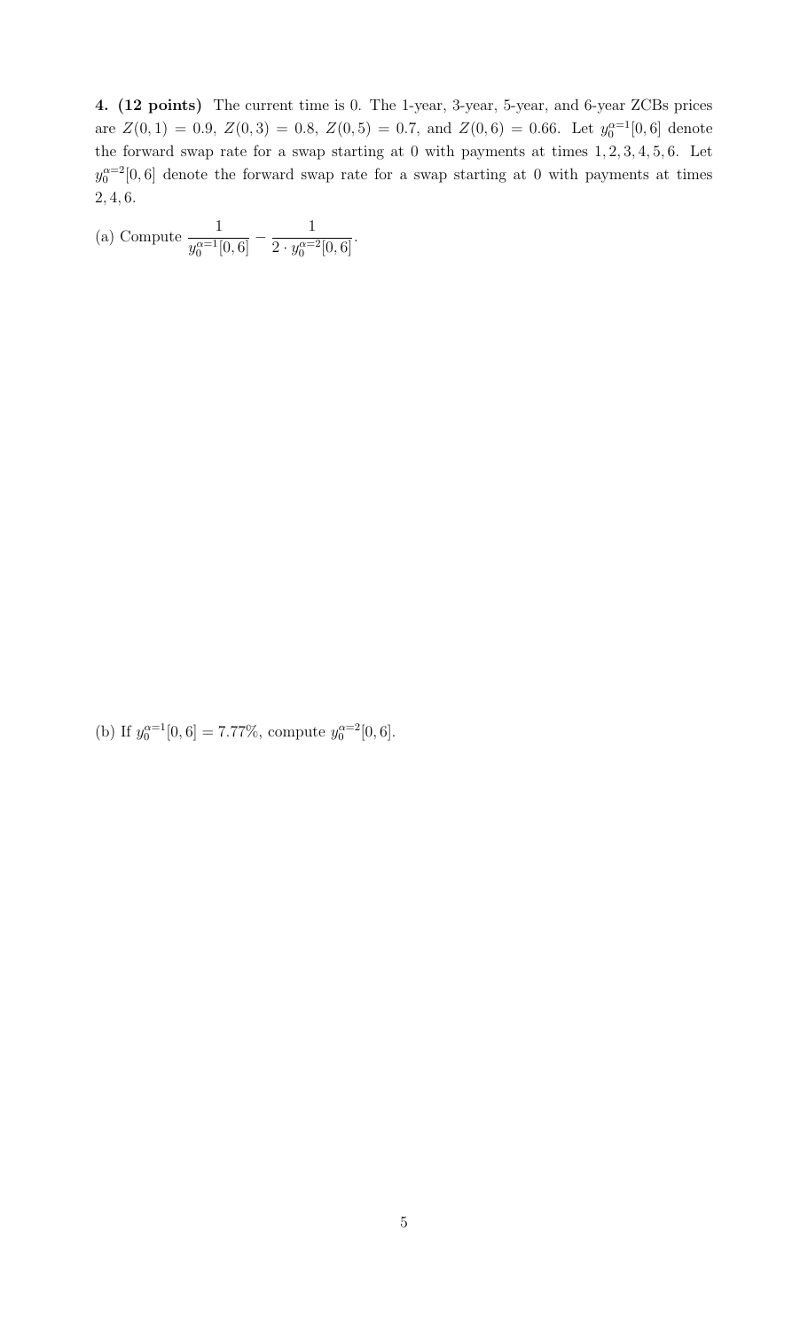**4. (12 points)** The current time is 0. The 1-year, 3-year, 5-year, and 6-year ZCBs prices are $Z(0,1) = 0.9$, $Z(0,3) = 0.8$, $Z(0,5) = 0.7$, and $Z(0,6) = 0.66$. Let $y_0^{\alpha=1}[0,6]$ denote the forward swap rate for a swap starting at 0 with payments at times $1, 2, 3, 4, 5, 6$. Let $y_0^{\alpha=2}[0,6]$ denote the forward swap rate for a swap starting at 0 with payments at times $2, 4, 6$.

(a) Compute $\dfrac{1}{y_0^{\alpha=1}[0,6]} - \dfrac{1}{2 \cdot y_0^{\alpha=2}[0,6]}$.

(b) If $y_0^{\alpha=1}[0,6] = 7.77\%$, compute $y_0^{\alpha=2}[0,6]$.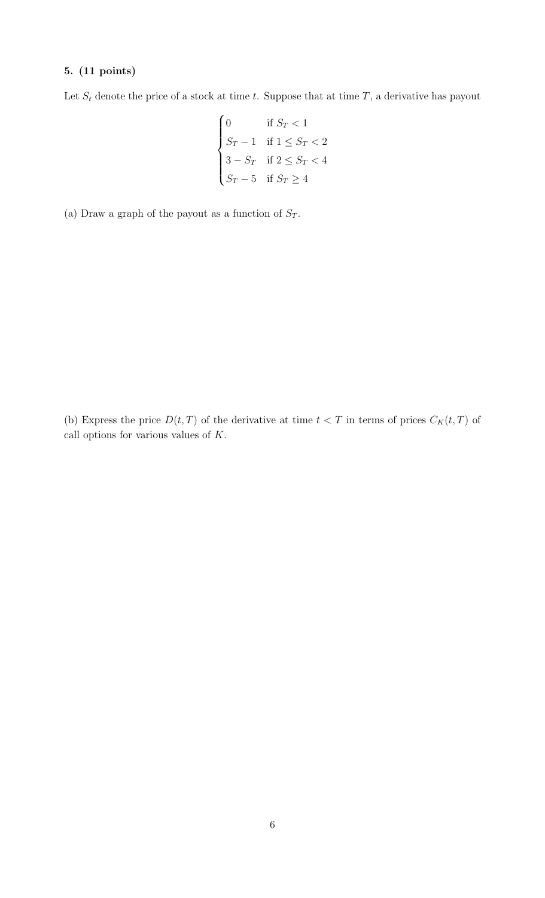**5. (11 points)**

Let $S_t$ denote the price of a stock at time $t$. Suppose that at time $T$, a derivative has payout

$$
\begin{cases}
0 & \text{if } S_T < 1 \\
S_T - 1 & \text{if } 1 \leq S_T < 2 \\
3 - S_T & \text{if } 2 \leq S_T < 4 \\
S_T - 5 & \text{if } S_T \geq 4
\end{cases}
$$

(a) Draw a graph of the payout as a function of $S_T$.

(b) Express the price $D(t, T)$ of the derivative at time $t < T$ in terms of prices $C_K(t, T)$ of call options for various values of $K$.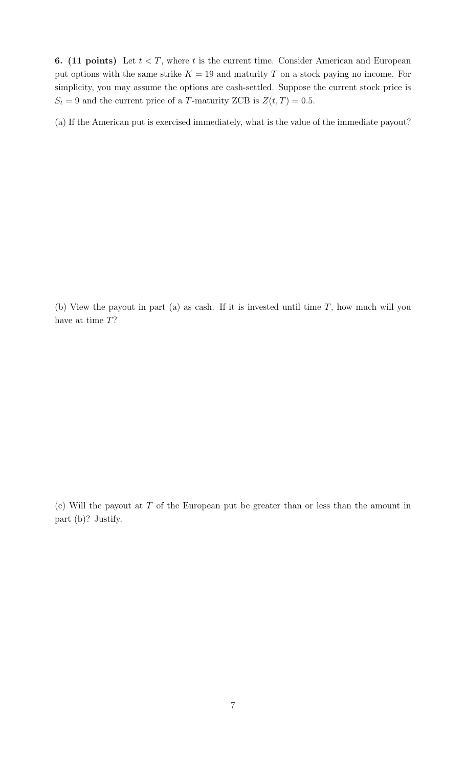**6. (11 points)** Let $t < T$, where $t$ is the current time. Consider American and European put options with the same strike $K = 19$ and maturity $T$ on a stock paying no income. For simplicity, you may assume the options are cash-settled. Suppose the current stock price is $S_t = 9$ and the current price of a $T$-maturity ZCB is $Z(t, T) = 0.5$.

(a) If the American put is exercised immediately, what is the value of the immediate payout?

(b) View the payout in part (a) as cash. If it is invested until time $T$, how much will you have at time $T$?

(c) Will the payout at $T$ of the European put be greater than or less than the amount in part (b)? Justify.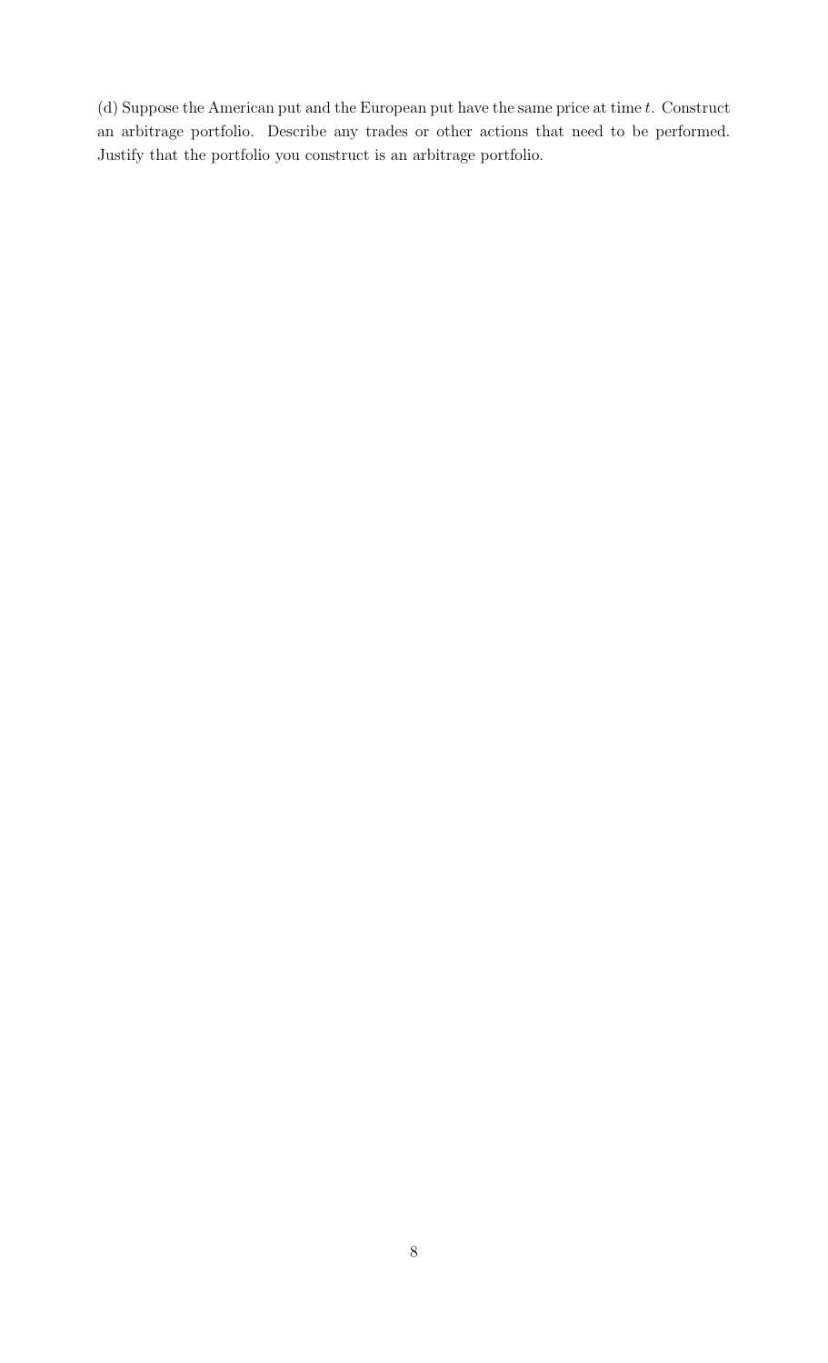(d) Suppose the American put and the European put have the same price at time $t$. Construct an arbitrage portfolio. Describe any trades or other actions that need to be performed. Justify that the portfolio you construct is an arbitrage portfolio.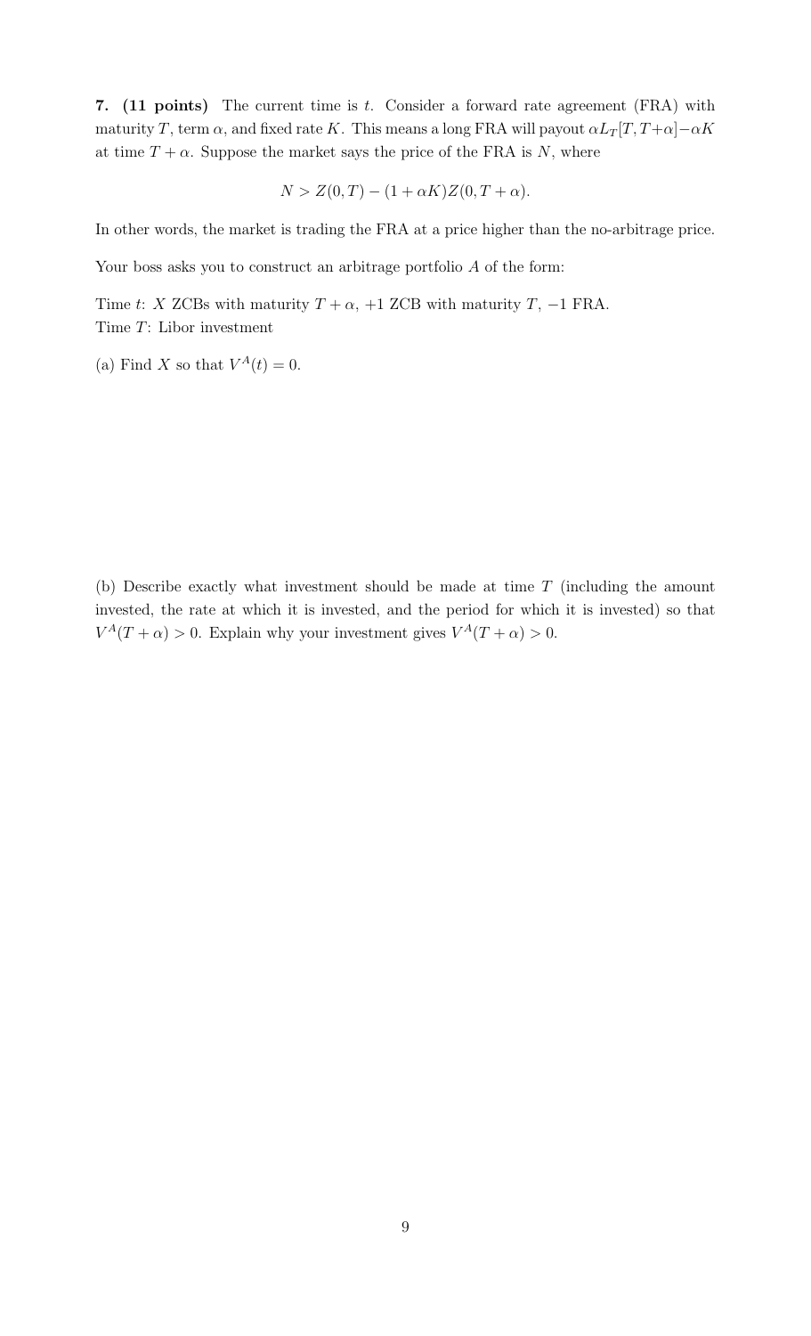**7. (11 points)** The current time is $t$. Consider a forward rate agreement (FRA) with maturity $T$, term $\alpha$, and fixed rate $K$. This means a long FRA will payout $\alpha L_T[T, T+\alpha] - \alpha K$ at time $T + \alpha$. Suppose the market says the price of the FRA is $N$, where

$$N > Z(0, T) - (1 + \alpha K)Z(0, T + \alpha).$$

In other words, the market is trading the FRA at a price higher than the no-arbitrage price.

Your boss asks you to construct an arbitrage portfolio $A$ of the form:

Time $t$: $X$ ZCBs with maturity $T + \alpha$, +1 ZCB with maturity $T$, −1 FRA.
Time $T$: Libor investment

(a) Find $X$ so that $V^A(t) = 0$.

(b) Describe exactly what investment should be made at time $T$ (including the amount invested, the rate at which it is invested, and the period for which it is invested) so that $V^A(T + \alpha) > 0$. Explain why your investment gives $V^A(T + \alpha) > 0$.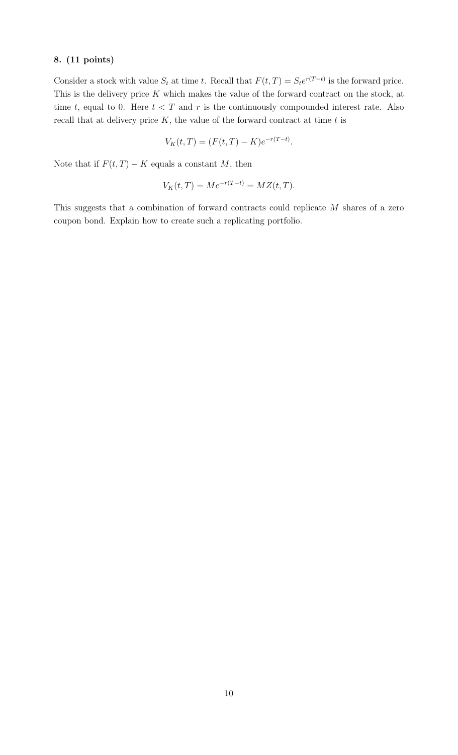**8. (11 points)**

Consider a stock with value $S_t$ at time $t$. Recall that $F(t,T) = S_t e^{r(T-t)}$ is the forward price. This is the delivery price $K$ which makes the value of the forward contract on the stock, at time $t$, equal to 0. Here $t < T$ and $r$ is the continuously compounded interest rate. Also recall that at delivery price $K$, the value of the forward contract at time $t$ is

$$V_K(t,T) = (F(t,T) - K)e^{-r(T-t)}.$$

Note that if $F(t,T) - K$ equals a constant $M$, then

$$V_K(t,T) = Me^{-r(T-t)} = MZ(t,T).$$

This suggests that a combination of forward contracts could replicate $M$ shares of a zero coupon bond. Explain how to create such a replicating portfolio.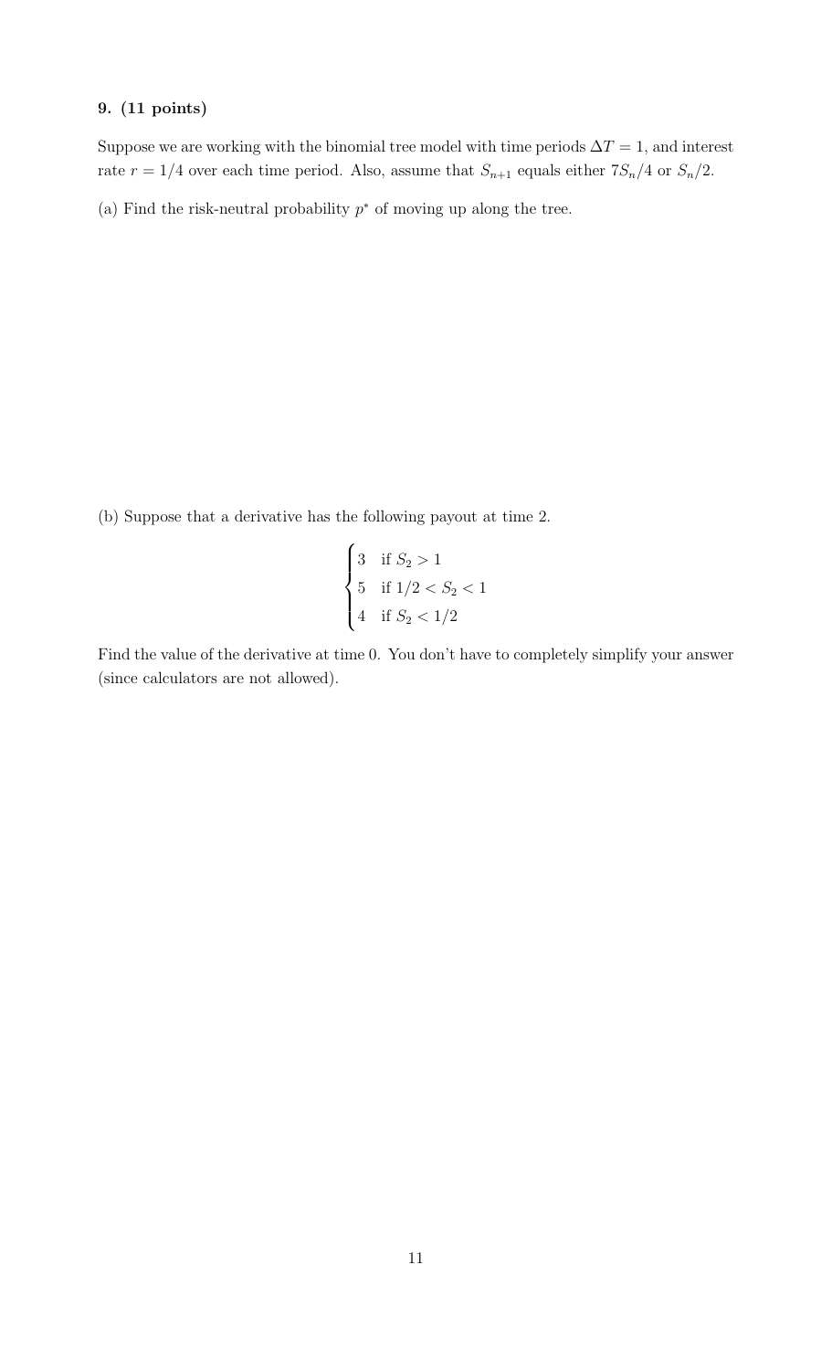**9. (11 points)**

Suppose we are working with the binomial tree model with time periods $\Delta T = 1$, and interest rate $r = 1/4$ over each time period. Also, assume that $S_{n+1}$ equals either $7S_n/4$ or $S_n/2$.

(a) Find the risk-neutral probability $p^*$ of moving up along the tree.

(b) Suppose that a derivative has the following payout at time 2.

$$\begin{cases} 3 & \text{if } S_2 > 1 \\ 5 & \text{if } 1/2 < S_2 < 1 \\ 4 & \text{if } S_2 < 1/2 \end{cases}$$

Find the value of the derivative at time 0. You don't have to completely simplify your answer (since calculators are not allowed).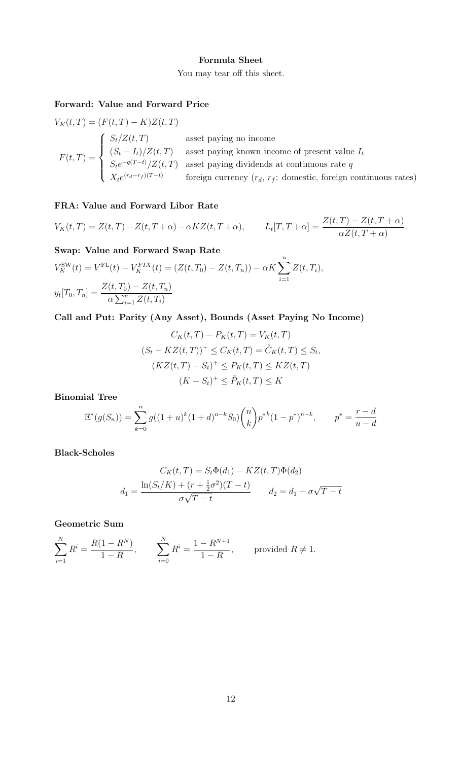**Formula Sheet**

You may tear off this sheet.

**Forward: Value and Forward Price**

$$V_K(t,T) = (F(t,T) - K)Z(t,T)$$

$$F(t,T) = \begin{cases} S_t/Z(t,T) & \text{asset paying no income} \\ (S_t - I_t)/Z(t,T) & \text{asset paying known income of present value } I_t \\ S_t e^{-q(T-t)}/Z(t,T) & \text{asset paying dividends at continuous rate } q \\ X_t e^{(r_d - r_f)(T-t)} & \text{foreign currency } (r_d,\ r_f\text{: domestic, foreign continuous rates}) \end{cases}$$

**FRA: Value and Forward Libor Rate**

$$V_K(t,T) = Z(t,T) - Z(t,T+\alpha) - \alpha K Z(t,T+\alpha), \qquad L_t[T,T+\alpha] = \frac{Z(t,T) - Z(t,T+\alpha)}{\alpha Z(t,T+\alpha)}.$$

**Swap: Value and Forward Swap Rate**

$$V_K^{\text{SW}}(t) = V^{\text{FL}}(t) - V_K^{FIX}(t) = (Z(t,T_0) - Z(t,T_n)) - \alpha K \sum_{i=1}^{n} Z(t,T_i),$$

$$y_t[T_0,T_n] = \frac{Z(t,T_0) - Z(t,T_n)}{\alpha \sum_{i=1}^{n} Z(t,T_i)}$$

**Call and Put: Parity (Any Asset), Bounds (Asset Paying No Income)**

$$C_K(t,T) - P_K(t,T) = V_K(t,T)$$

$$(S_t - KZ(t,T))^+ \le C_K(t,T) = \tilde{C}_K(t,T) \le S_t,$$

$$(KZ(t,T) - S_t)^+ \le P_K(t,T) \le KZ(t,T)$$

$$(K - S_t)^+ \le \tilde{P}_K(t,T) \le K$$

**Binomial Tree**

$$\mathbb{E}^*(g(S_n)) = \sum_{k=0}^{n} g((1+u)^k(1+d)^{n-k}S_0)\binom{n}{k}p^{*k}(1-p^*)^{n-k}, \qquad p^* = \frac{r-d}{u-d}$$

**Black-Scholes**

$$C_K(t,T) = S_t\Phi(d_1) - KZ(t,T)\Phi(d_2)$$

$$d_1 = \frac{\ln(S_t/K) + (r + \frac{1}{2}\sigma^2)(T-t)}{\sigma\sqrt{T-t}} \qquad d_2 = d_1 - \sigma\sqrt{T-t}$$

**Geometric Sum**

$$\sum_{i=1}^{N} R^i = \frac{R(1-R^N)}{1-R}, \qquad \sum_{i=0}^{N} R^i = \frac{1-R^{N+1}}{1-R}, \qquad \text{provided } R \neq 1.$$